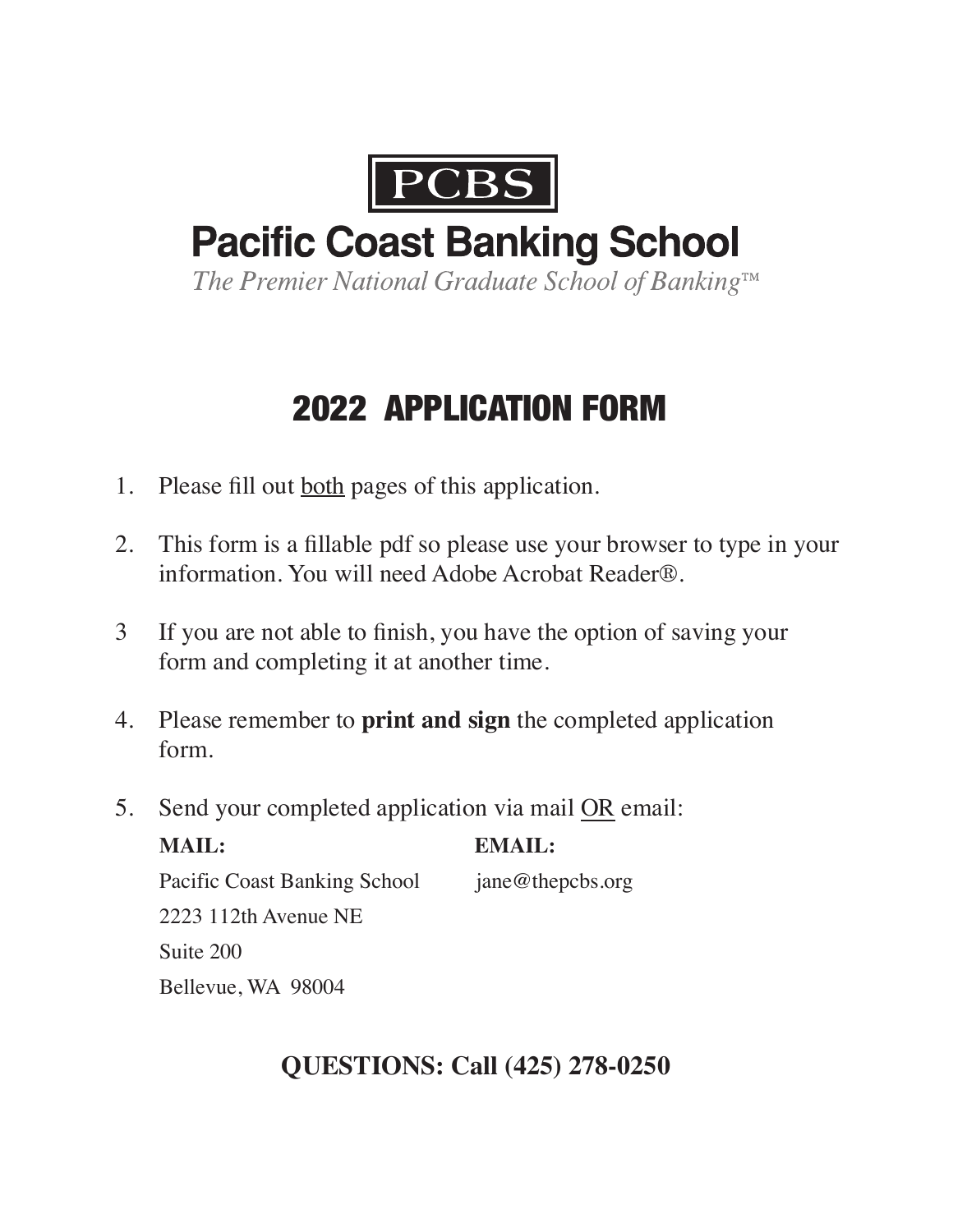PCBS

# Pacific Coast Banking School

*The Premier National Graduate School of Banking™*

## 2022 APPLICATION FORM

1. Please fill out both pages of this application.
2. This form is a fillable pdf so please use your browser to type in your information. You will need Adobe Acrobat Reader®.
3. If you are not able to finish, you have the option of saving your form and completing it at another time.
4. Please remember to **print and sign** the completed application form.
5. Send your completed application via mail OR email:

**MAIL:**
Pacific Coast Banking School
2223 112th Avenue NE
Suite 200
Bellevue, WA 98004

**EMAIL:**
jane@thepcbs.org

**QUESTIONS: Call (425) 278-0250**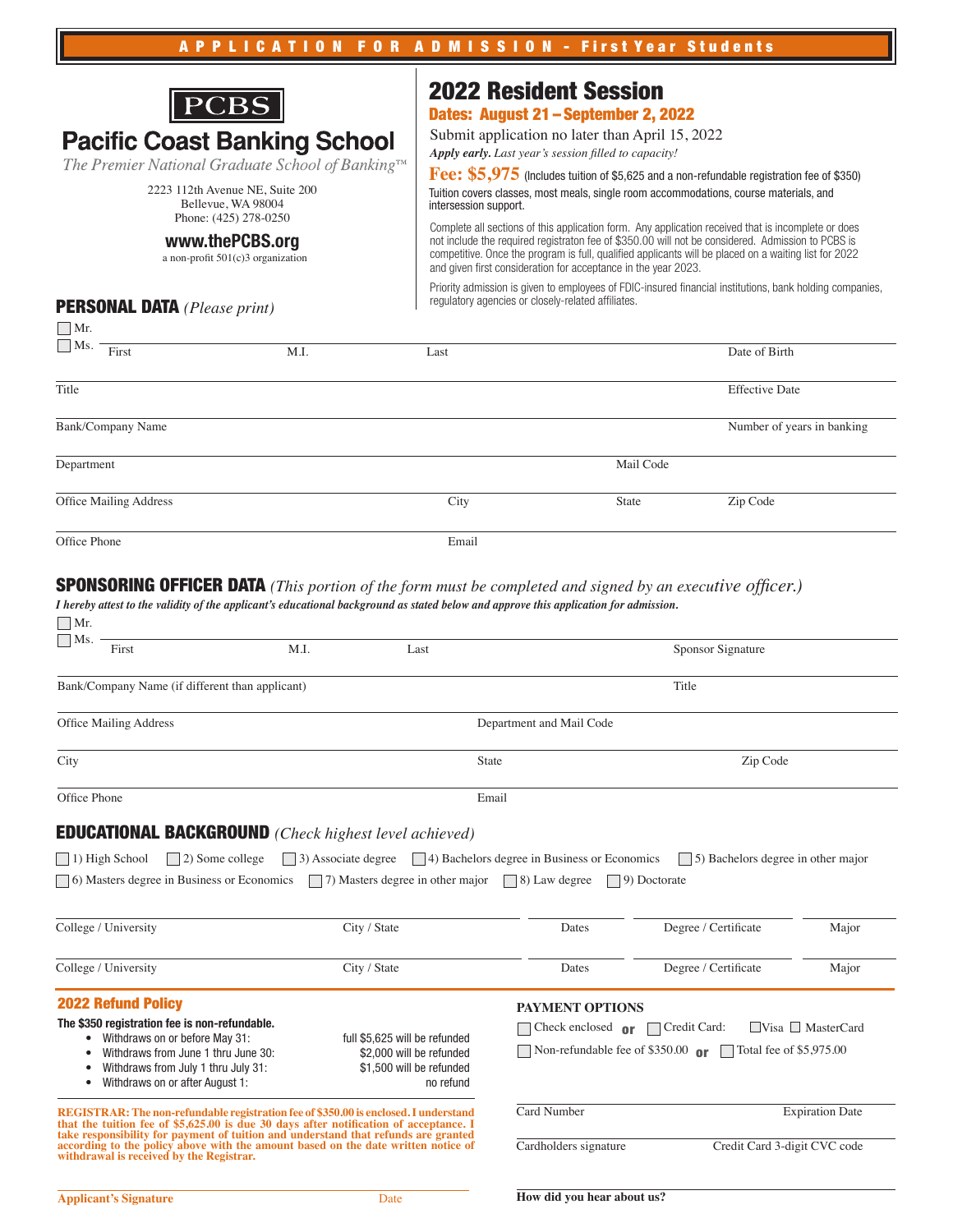# APPLICATION FOR ADMISSION - First Year Students

**PCBS**

## Pacific Coast Banking School

*The Premier National Graduate School of Banking™*

2223 112th Avenue NE, Suite 200
Bellevue, WA 98004
Phone: (425) 278-0250

**www.thePCBS.org**

a non-profit 501(c)3 organization

## 2022 Resident Session

**Dates: August 21 – September 2, 2022**

Submit application no later than April 15, 2022

***Apply early.*** *Last year's session filled to capacity!*

**Fee: $5,975** (Includes tuition of $5,625 and a non-refundable registration fee of $350)

Tuition covers classes, most meals, single room accommodations, course materials, and intersession support.

Complete all sections of this application form. Any application received that is incomplete or does not include the required registraton fee of $350.00 will not be considered. Admission to PCBS is competitive. Once the program is full, qualified applicants will be placed on a waiting list for 2022 and given first consideration for acceptance in the year 2023.

Priority admission is given to employees of FDIC-insured financial institutions, bank holding companies, regulatory agencies or closely-related affiliates.

## PERSONAL DATA *(Please print)*

☐ Mr.
☐ Ms.

First | M.I. | Last | Date of Birth

Title | Effective Date

Bank/Company Name | Number of years in banking

Department | Mail Code

Office Mailing Address | City | State | Zip Code

Office Phone | Email

## SPONSORING OFFICER DATA *(This portion of the form must be completed and signed by an executive officer.)*

***I hereby attest to the validity of the applicant's educational background as stated below and approve this application for admission.***

☐ Mr.
☐ Ms.

First | M.I. | Last | Sponsor Signature

Bank/Company Name (if different than applicant) | Title

Office Mailing Address | Department and Mail Code

City | State | Zip Code

Office Phone | Email

## EDUCATIONAL BACKGROUND *(Check highest level achieved)*

☐ 1) High School ☐ 2) Some college ☐ 3) Associate degree ☐ 4) Bachelors degree in Business or Economics ☐ 5) Bachelors degree in other major

☐ 6) Masters degree in Business or Economics ☐ 7) Masters degree in other major ☐ 8) Law degree ☐ 9) Doctorate

College / University | City / State | Dates | Degree / Certificate | Major

College / University | City / State | Dates | Degree / Certificate | Major

## 2022 Refund Policy

**The $350 registration fee is non-refundable.**

- Withdraws on or before May 31: full $5,625 will be refunded
- Withdraws from June 1 thru June 30: $2,000 will be refunded
- Withdraws from July 1 thru July 31: $1,500 will be refunded
- Withdraws on or after August 1: no refund

**REGISTRAR: The non-refundable registration fee of $350.00 is enclosed. I understand that the tuition fee of $5,625.00 is due 30 days after notification of acceptance. I take responsibility for payment of tuition and understand that refunds are granted according to the policy above with the amount based on the date written notice of withdrawal is received by the Registrar.**

**Applicant's Signature** | Date

## PAYMENT OPTIONS

☐ Check enclosed **or** ☐ Credit Card: ☐ Visa ☐ MasterCard

☐ Non-refundable fee of $350.00 **or** ☐ Total fee of $5,975.00

Card Number | Expiration Date

Cardholders signature | Credit Card 3-digit CVC code

**How did you hear about us?**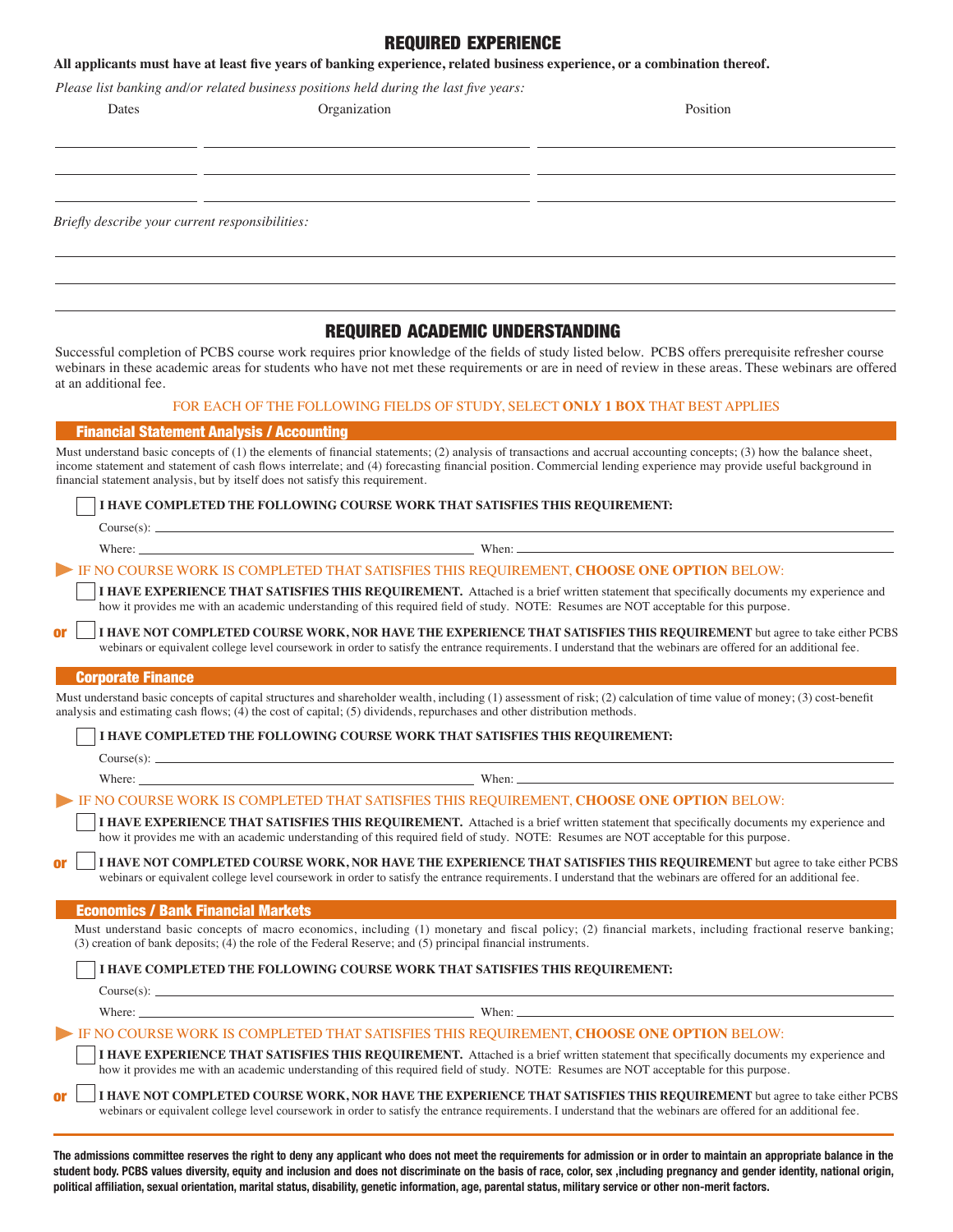## REQUIRED EXPERIENCE

**All applicants must have at least five years of banking experience, related business experience, or a combination thereof.**

*Please list banking and/or related business positions held during the last five years:*

| Dates | Organization | Position |
|---|---|---|
| | | |
| | | |
| | | |

*Briefly describe your current responsibilities:*

## REQUIRED ACADEMIC UNDERSTANDING

Successful completion of PCBS course work requires prior knowledge of the fields of study listed below. PCBS offers prerequisite refresher course webinars in these academic areas for students who have not met these requirements or are in need of review in these areas. These webinars are offered at an additional fee.

FOR EACH OF THE FOLLOWING FIELDS OF STUDY, SELECT **ONLY 1 BOX** THAT BEST APPLIES

### Financial Statement Analysis / Accounting

Must understand basic concepts of (1) the elements of financial statements; (2) analysis of transactions and accrual accounting concepts; (3) how the balance sheet, income statement and statement of cash flows interrelate; and (4) forecasting financial position. Commercial lending experience may provide useful background in financial statement analysis, but by itself does not satisfy this requirement.

☐ **I HAVE COMPLETED THE FOLLOWING COURSE WORK THAT SATISFIES THIS REQUIREMENT:**

Course(s):

Where: When:

IF NO COURSE WORK IS COMPLETED THAT SATISFIES THIS REQUIREMENT, **CHOOSE ONE OPTION** BELOW:

☐ **I HAVE EXPERIENCE THAT SATISFIES THIS REQUIREMENT.** Attached is a brief written statement that specifically documents my experience and how it provides me with an academic understanding of this required field of study. NOTE: Resumes are NOT acceptable for this purpose.

**or** ☐ **I HAVE NOT COMPLETED COURSE WORK, NOR HAVE THE EXPERIENCE THAT SATISFIES THIS REQUIREMENT** but agree to take either PCBS webinars or equivalent college level coursework in order to satisfy the entrance requirements. I understand that the webinars are offered for an additional fee.

### Corporate Finance

Must understand basic concepts of capital structures and shareholder wealth, including (1) assessment of risk; (2) calculation of time value of money; (3) cost-benefit analysis and estimating cash flows; (4) the cost of capital; (5) dividends, repurchases and other distribution methods.

☐ **I HAVE COMPLETED THE FOLLOWING COURSE WORK THAT SATISFIES THIS REQUIREMENT:**

Course(s):

Where: When:

IF NO COURSE WORK IS COMPLETED THAT SATISFIES THIS REQUIREMENT, **CHOOSE ONE OPTION** BELOW:

☐ **I HAVE EXPERIENCE THAT SATISFIES THIS REQUIREMENT.** Attached is a brief written statement that specifically documents my experience and how it provides me with an academic understanding of this required field of study. NOTE: Resumes are NOT acceptable for this purpose.

**or** ☐ **I HAVE NOT COMPLETED COURSE WORK, NOR HAVE THE EXPERIENCE THAT SATISFIES THIS REQUIREMENT** but agree to take either PCBS webinars or equivalent college level coursework in order to satisfy the entrance requirements. I understand that the webinars are offered for an additional fee.

### Economics / Bank Financial Markets

Must understand basic concepts of macro economics, including (1) monetary and fiscal policy; (2) financial markets, including fractional reserve banking; (3) creation of bank deposits; (4) the role of the Federal Reserve; and (5) principal financial instruments.

☐ **I HAVE COMPLETED THE FOLLOWING COURSE WORK THAT SATISFIES THIS REQUIREMENT:**

Course(s):

Where: When:

IF NO COURSE WORK IS COMPLETED THAT SATISFIES THIS REQUIREMENT, **CHOOSE ONE OPTION** BELOW:

☐ **I HAVE EXPERIENCE THAT SATISFIES THIS REQUIREMENT.** Attached is a brief written statement that specifically documents my experience and how it provides me with an academic understanding of this required field of study. NOTE: Resumes are NOT acceptable for this purpose.

**or** ☐ **I HAVE NOT COMPLETED COURSE WORK, NOR HAVE THE EXPERIENCE THAT SATISFIES THIS REQUIREMENT** but agree to take either PCBS webinars or equivalent college level coursework in order to satisfy the entrance requirements. I understand that the webinars are offered for an additional fee.

**The admissions committee reserves the right to deny any applicant who does not meet the requirements for admission or in order to maintain an appropriate balance in the student body. PCBS values diversity, equity and inclusion and does not discriminate on the basis of race, color, sex ,including pregnancy and gender identity, national origin, political affiliation, sexual orientation, marital status, disability, genetic information, age, parental status, military service or other non-merit factors.**